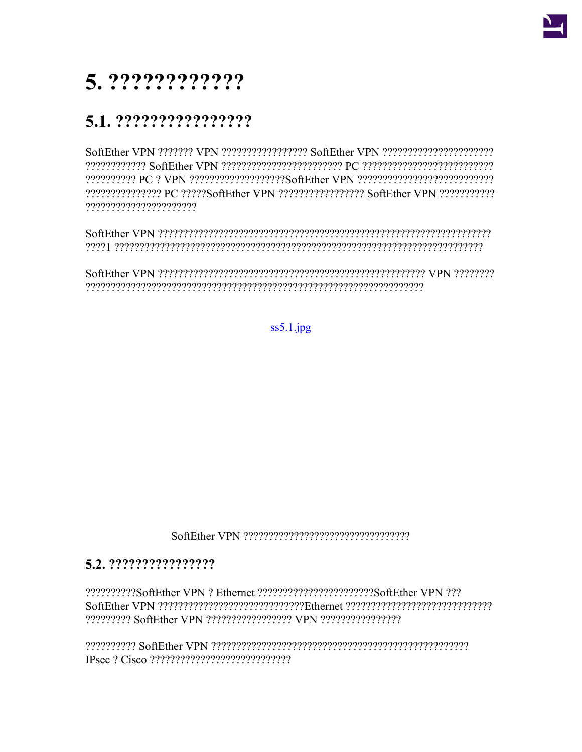# 5. ????????????

## 5.1. ????????????????

SoftEther VPN ??????? VPN ????????????????? SoftEther VPN ?????????????????????? ???????????? SoftEther VPN ???????????????????????? PC ?????????????????????????? ?????????? PC ? VPN ??????????????????SoftEther VPN ??????????????????????????? ??????????????? PC ?????SoftEther VPN ????????????????? SoftEther VPN ??????????? ??????????????????????

SoftEther VPN ?????????????????????????????????????????????????????????????????? ?????1 ?????????????????????????????????????????????????????????????????????????

SoftEther VPN ???????????????????????????????????????????????????????? VPN ???????? ?????????????????????????????????????????????????????????????????????

ss5.1.jpg

SoftEther VPN ??????????????????????????????????

## 5.2. ????????????????

??????????SoftEther VPN ? Ethernet ???????????????????????SoftEther VPN ??? SoftEther VPN ??????????????????????????????Ethernet ????????????????????????????? ????????? SoftEther VPN ????????????????? VPN ????????????????

?????????? SoftEther VPN ????????????????????????????????????????????????????? IPsec ? Cisco ????????????????????????????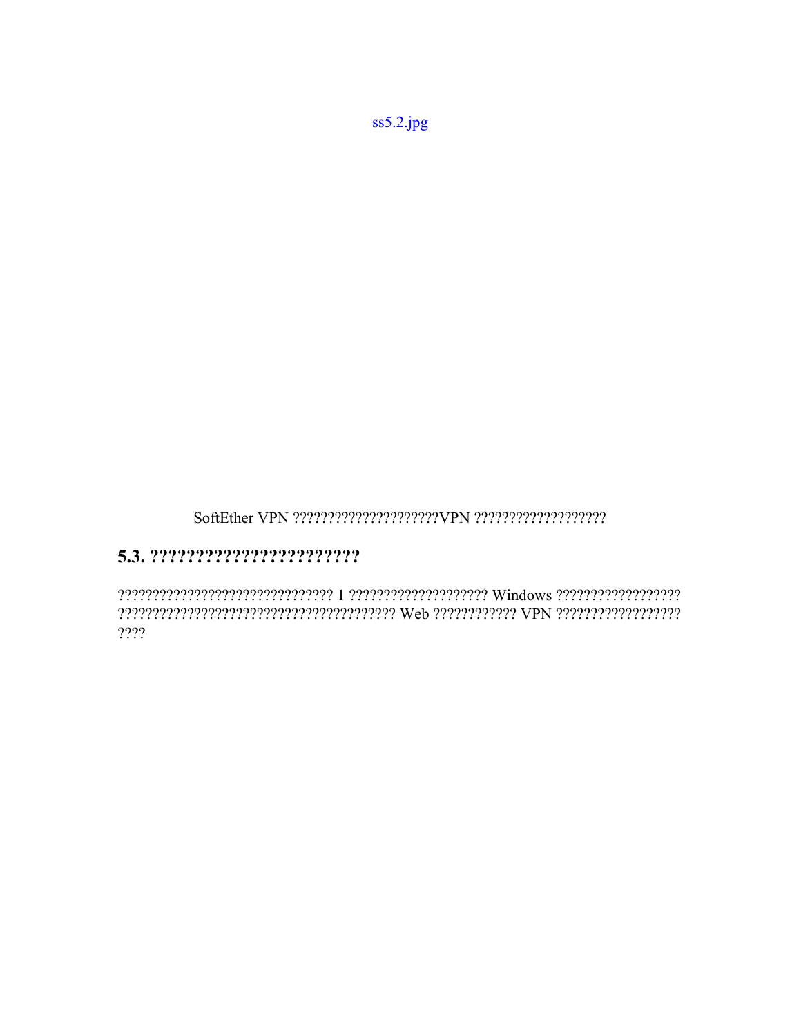ss5.2.jpg

SoftEther VPN ????????????????????VPN ??????????????????

## 5.3. ??????????????????????

?????????????????????????????? 1 ??????????????????? Windows ????????????????? ?????????????????????????????????????? Web ??????????? VPN ????????????????? ????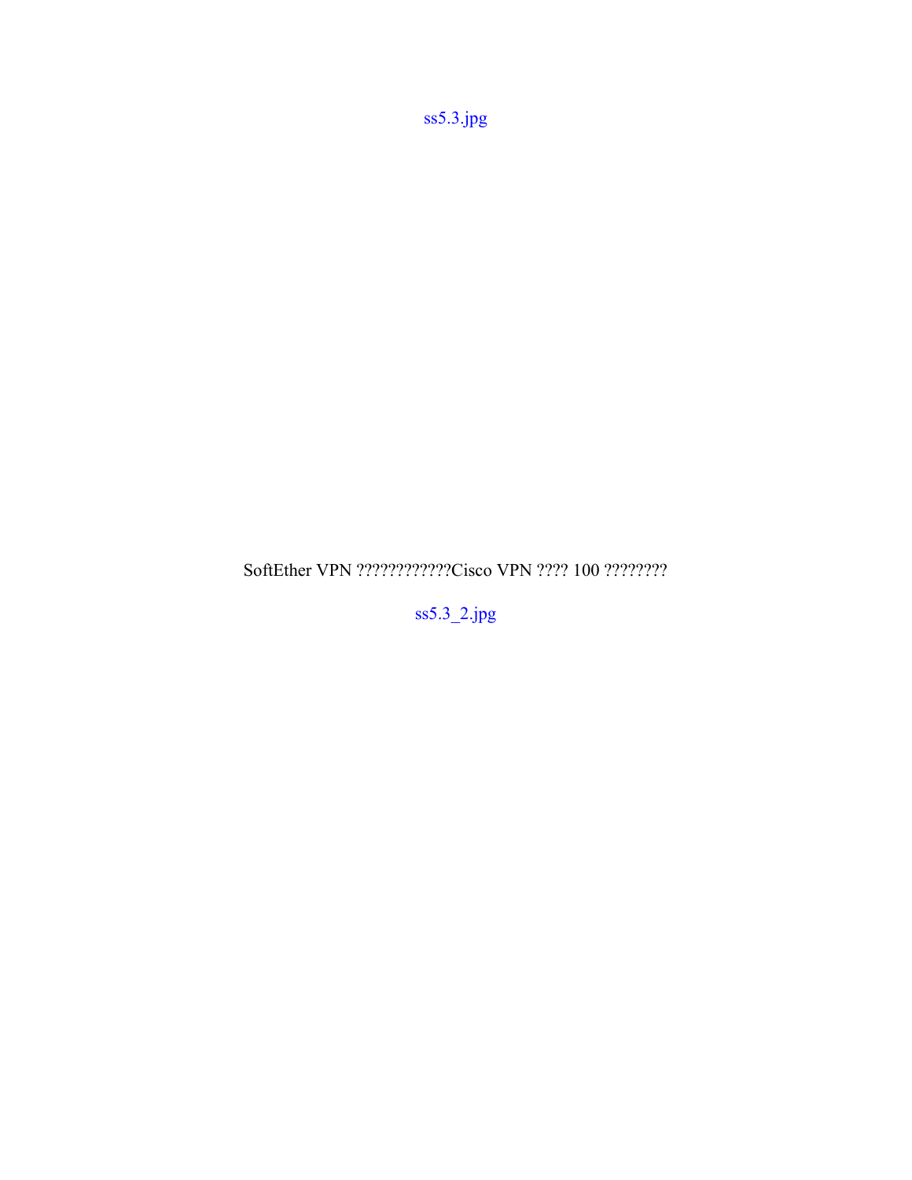ss5.3.jpg

SoftEther VPN ????????????Cisco VPN ???? 100 ????????

ss5.3_2.jpg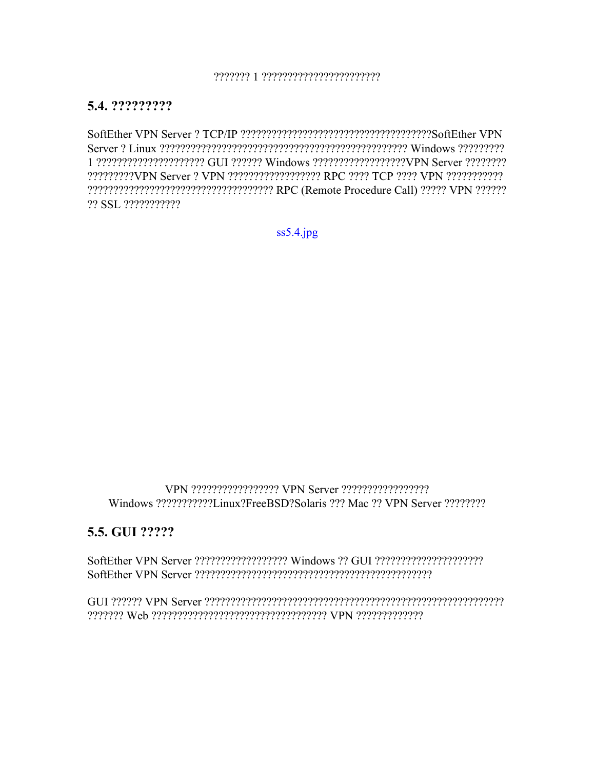??????? 1 ??????????????????????

## 5.4. ?????????

SoftEther VPN Server ? TCP/IP ?????????????????????????????????????SoftEther VPN Server ? Linux ?????????????????????????????????????????????? Windows ????????? 1 ????????????????????? GUI ?????? Windows ?????????????????VPN Server ???????? ?????????VPN Server ? VPN ????????????????? RPC ???? TCP ???? VPN ??????????? ?????????????????????????????????? RPC (Remote Procedure Call) ????? VPN ?????? ?? SSL ???????????

ss5.4.jpg

VPN ????????????????? VPN Server ?????????????????
Windows ???????????Linux?FreeBSD?Solaris ??? Mac ?? VPN Server ????????

## 5.5. GUI ?????

SoftEther VPN Server ?????????????????? Windows ?? GUI ?????????????????????
SoftEther VPN Server ?????????????????????????????????????????????

GUI ?????? VPN Server ????????????????????????????????????????????????????????? ??????? Web ?????????????????????????????????? VPN ?????????????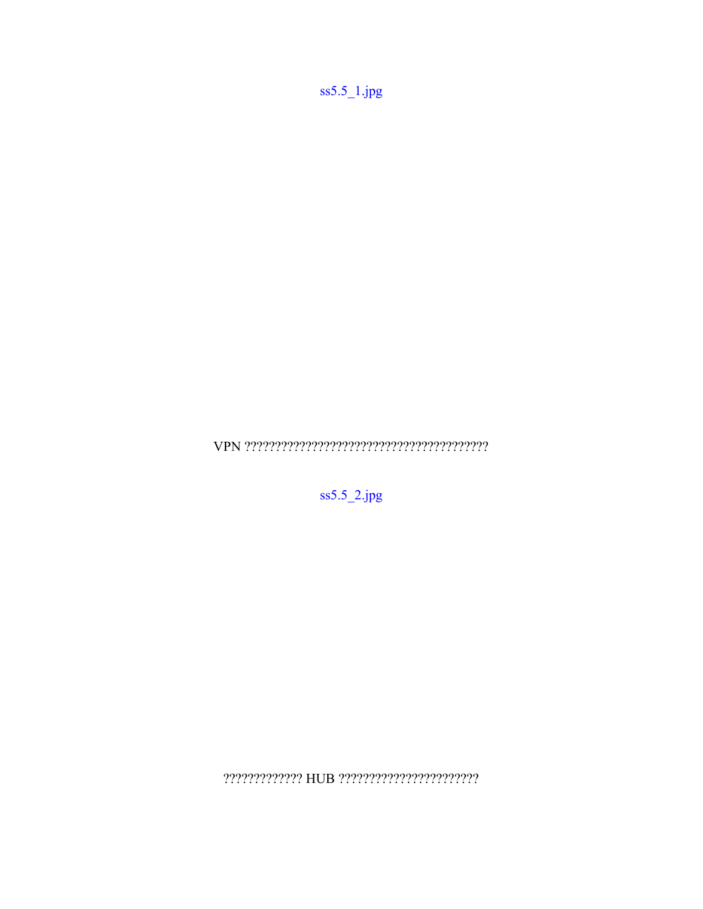ss5.5_1.jpg

VPN ??????????????????????????????????????

ss5.5_2.jpg

????????????? HUB ??????????????????????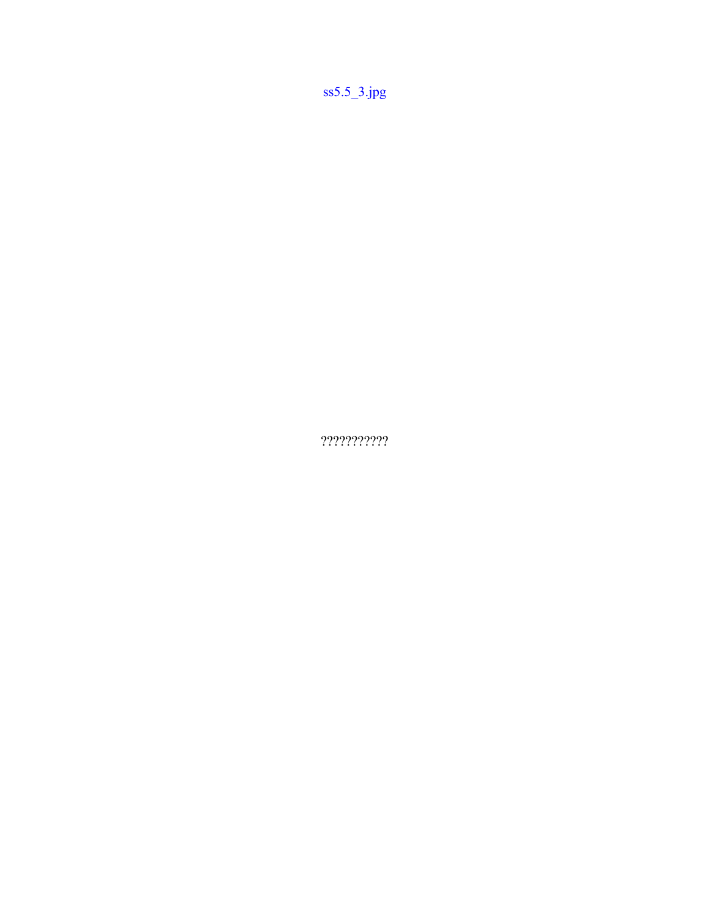ss5.5_3.jpg

??????????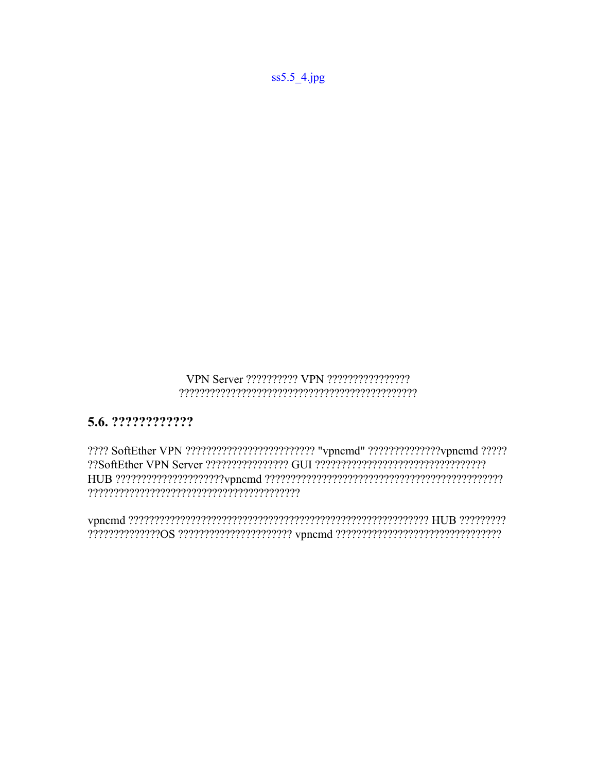ss5.5_4.jpg

VPN Server ?????????? VPN ????????????????
?????????????????????????????????????????????

## 5.6. ????????????

???? SoftEther VPN ????????????????????????? "vpncmd" ??????????????vpncmd ?????
??SoftEther VPN Server ???????????????? GUI ????????????????????????????????
HUB ?????????????????????vpncmd ?????????????????????????????????????????????
?????????????????????????????????????????

vpncmd ?????????????????????????????????????????????????????????? HUB ?????????
??????????????OS ?????????????????????? vpncmd ?????????????????????????????????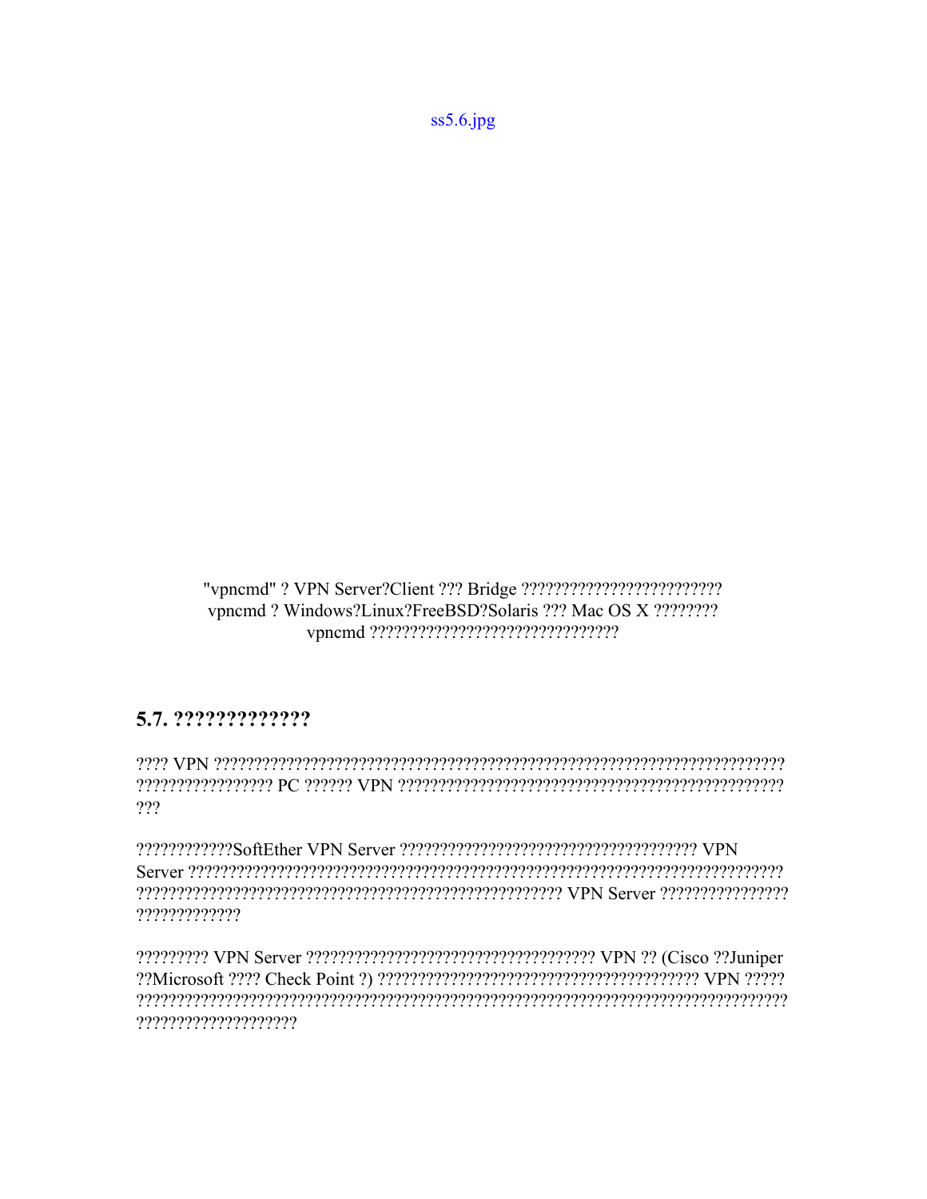ss5.6.jpg

"vpncmd" ? VPN Server?Client ??? Bridge ????????????????????????
vpncmd ? Windows?Linux?FreeBSD?Solaris ??? Mac OS X ????????
vpncmd ??????????????????????????????

## 5.7. ?????????????

???? VPN ???????????????????????????????????????????????????????????????????????? ???????????????? PC ?????? VPN ??????????????????????????????????????????????????? ???

????????????SoftEther VPN Server ????????????????????????????????????? VPN Server ?????????????????????????????????????????????????????????????????????? ??????????????????????????????????????????????????? VPN Server ???????????????? ?????????????

????????? VPN Server ??????????????????????????????????? VPN ?? (Cisco ??Juniper ??Microsoft ???? Check Point ?) ???????????????????????????????????????? VPN ????? ???????????????????????????????????????????????????????????????????????????? ???????????????????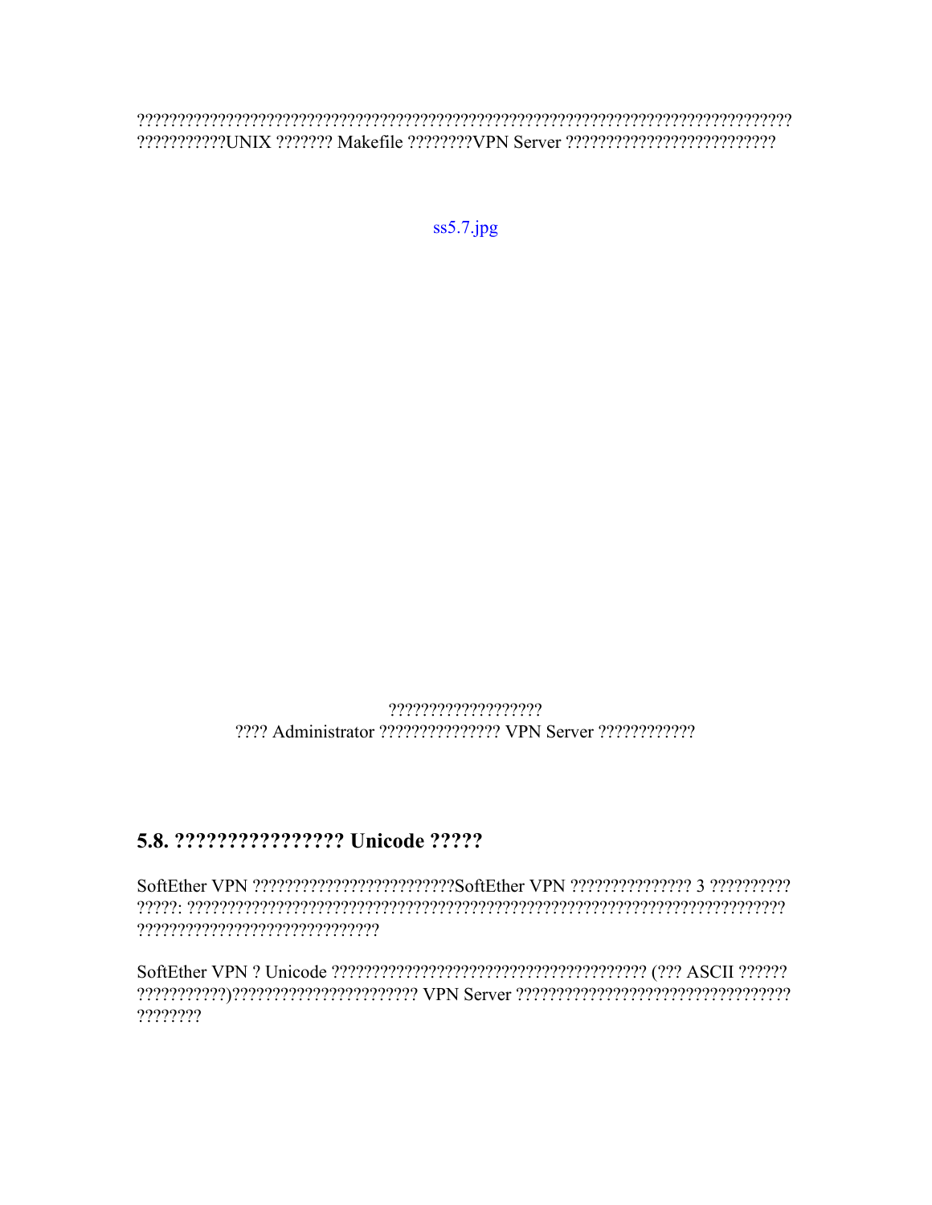??????????????????????????????????????????????????????????????????????????? ???????????UNIX ??????? Makefile ????????VPN Server ?????????????????????????

ss5.7.jpg

???????????????????
???? Administrator ??????????????? VPN Server ????????????

## 5.8. ???????????????? Unicode ?????

SoftEther VPN ?????????????????????????SoftEther VPN ??????????????? 3 ?????????? ?????: ?????????????????????????????????????????????????????????????????????? ?????????????????????????????

SoftEther VPN ? Unicode ??????????????????????????????????????? (??? ASCII ?????? ???????????)?????????????????????? VPN Server ????????????????????????????????? ????????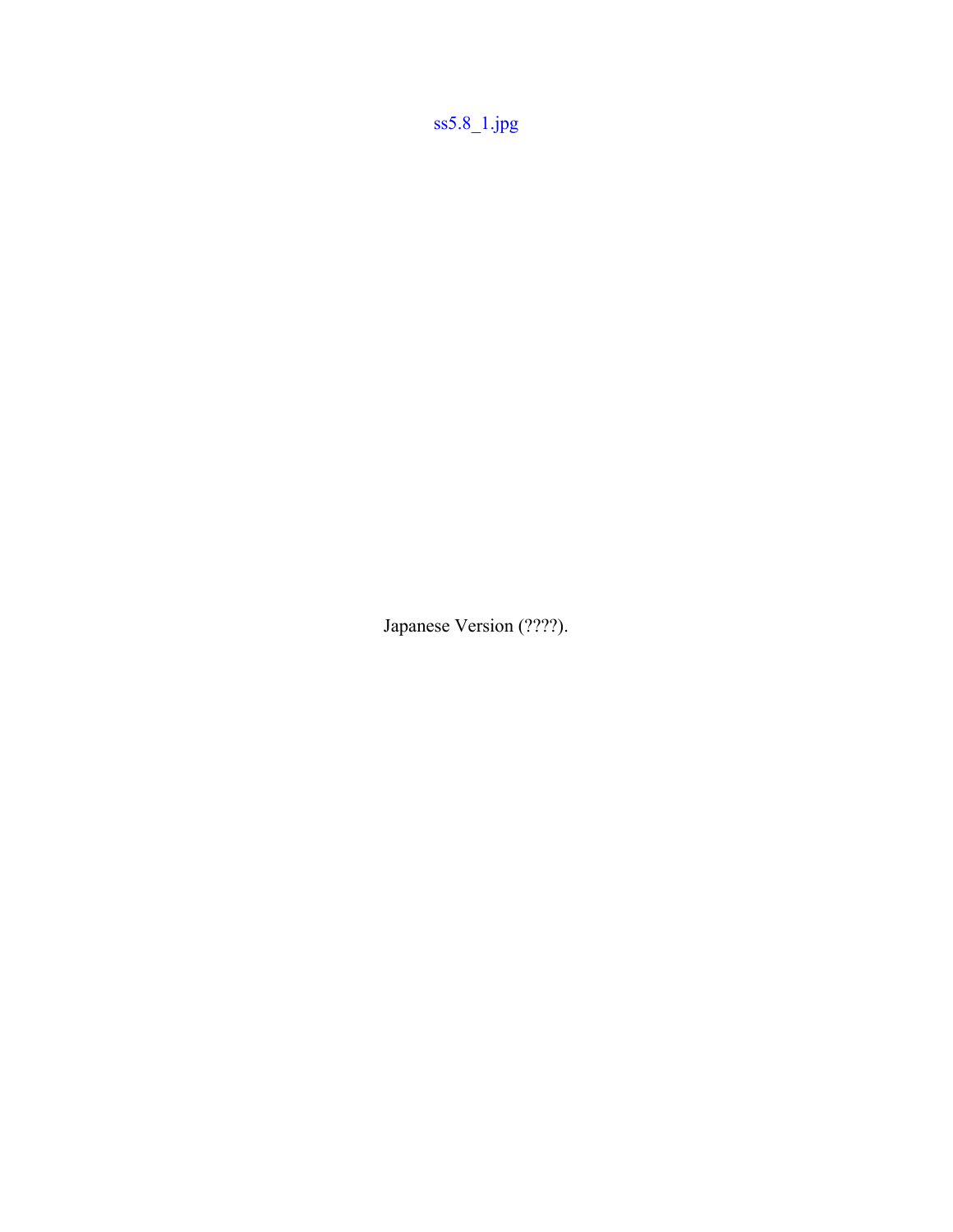ss5.8_1.jpg

Japanese Version (????).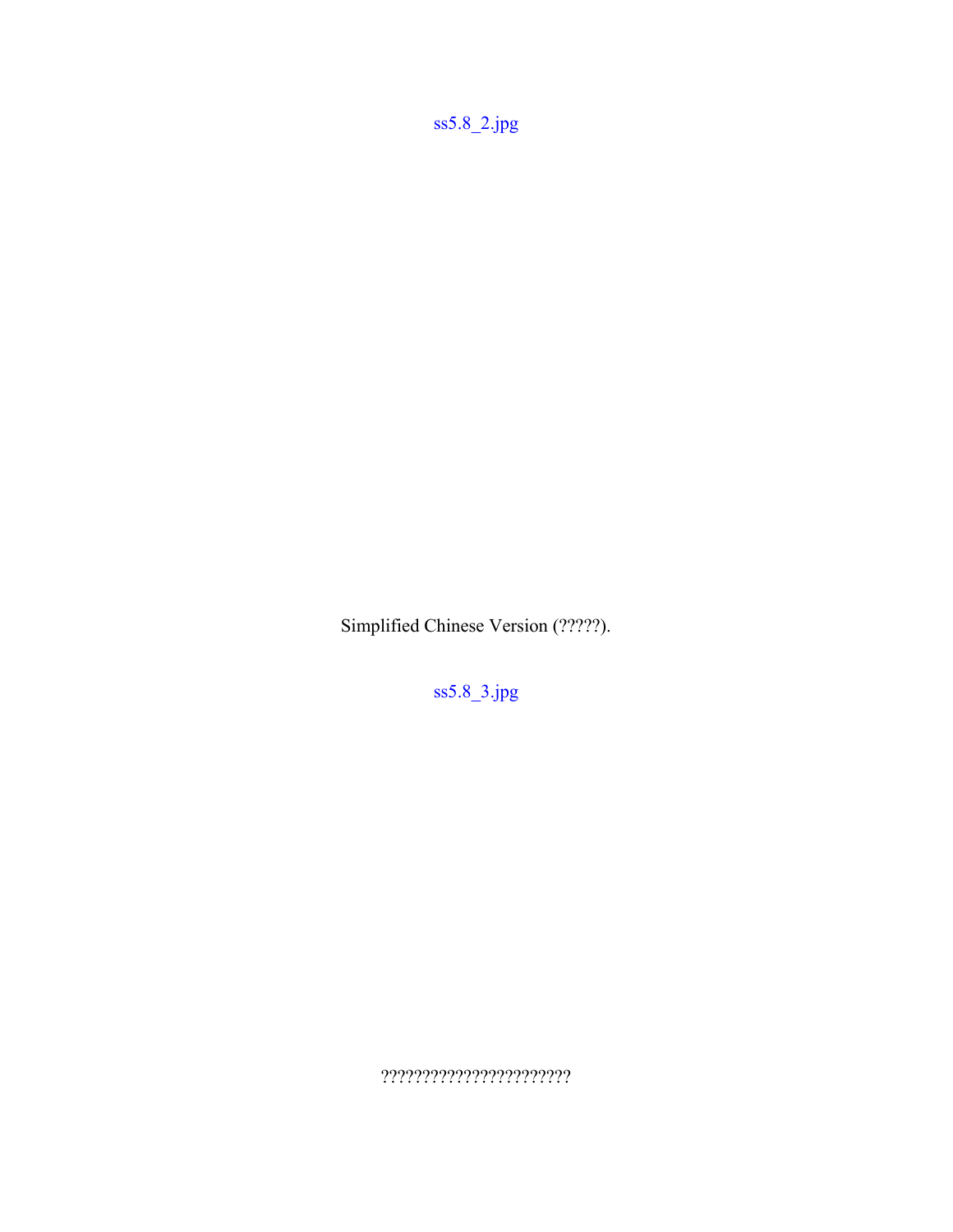ss5.8_2.jpg

Simplified Chinese Version (?????).

ss5.8_3.jpg

??????????????????????